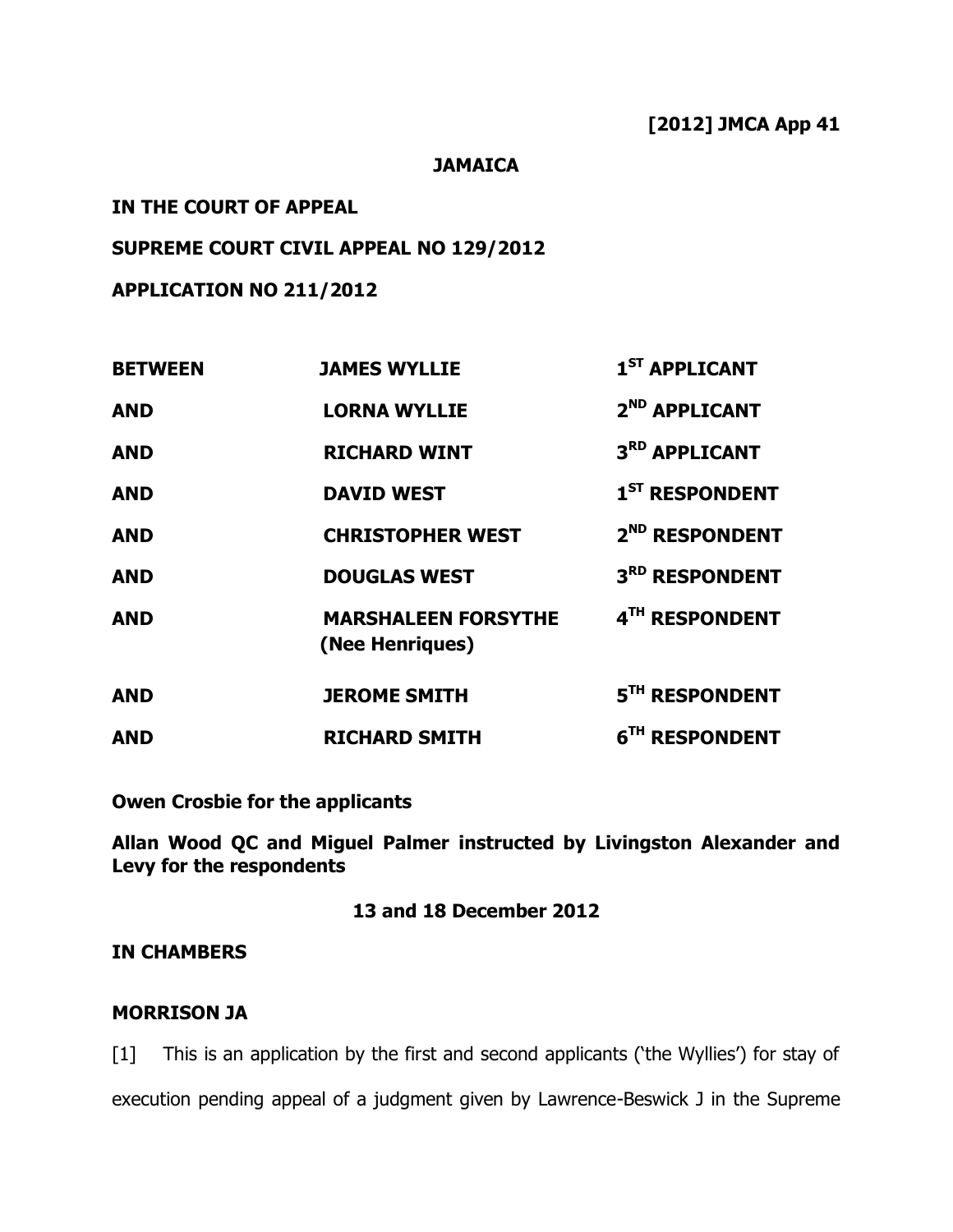**[2012] JMCA App 41**

**JAMAICA**

**IN THE COURT OF APPEAL**

**SUPREME COURT CIVIL APPEAL NO 129/2012**

**APPLICATION NO 211/2012**

| | | |
|---|---|---|
| **BETWEEN** | **JAMES WYLLIE** | **1ST APPLICANT** |
| **AND** | **LORNA WYLLIE** | **2ND APPLICANT** |
| **AND** | **RICHARD WINT** | **3RD APPLICANT** |
| **AND** | **DAVID WEST** | **1ST RESPONDENT** |
| **AND** | **CHRISTOPHER WEST** | **2ND RESPONDENT** |
| **AND** | **DOUGLAS WEST** | **3RD RESPONDENT** |
| **AND** | **MARSHALEEN FORSYTHE (Nee Henriques)** | **4TH RESPONDENT** |
| **AND** | **JEROME SMITH** | **5TH RESPONDENT** |
| **AND** | **RICHARD SMITH** | **6TH RESPONDENT** |

**Owen Crosbie for the applicants**

**Allan Wood QC and Miguel Palmer instructed by Livingston Alexander and Levy for the respondents**

**13 and 18 December 2012**

**IN CHAMBERS**

**MORRISON JA**

[1] This is an application by the first and second applicants ('the Wyllies') for stay of execution pending appeal of a judgment given by Lawrence-Beswick J in the Supreme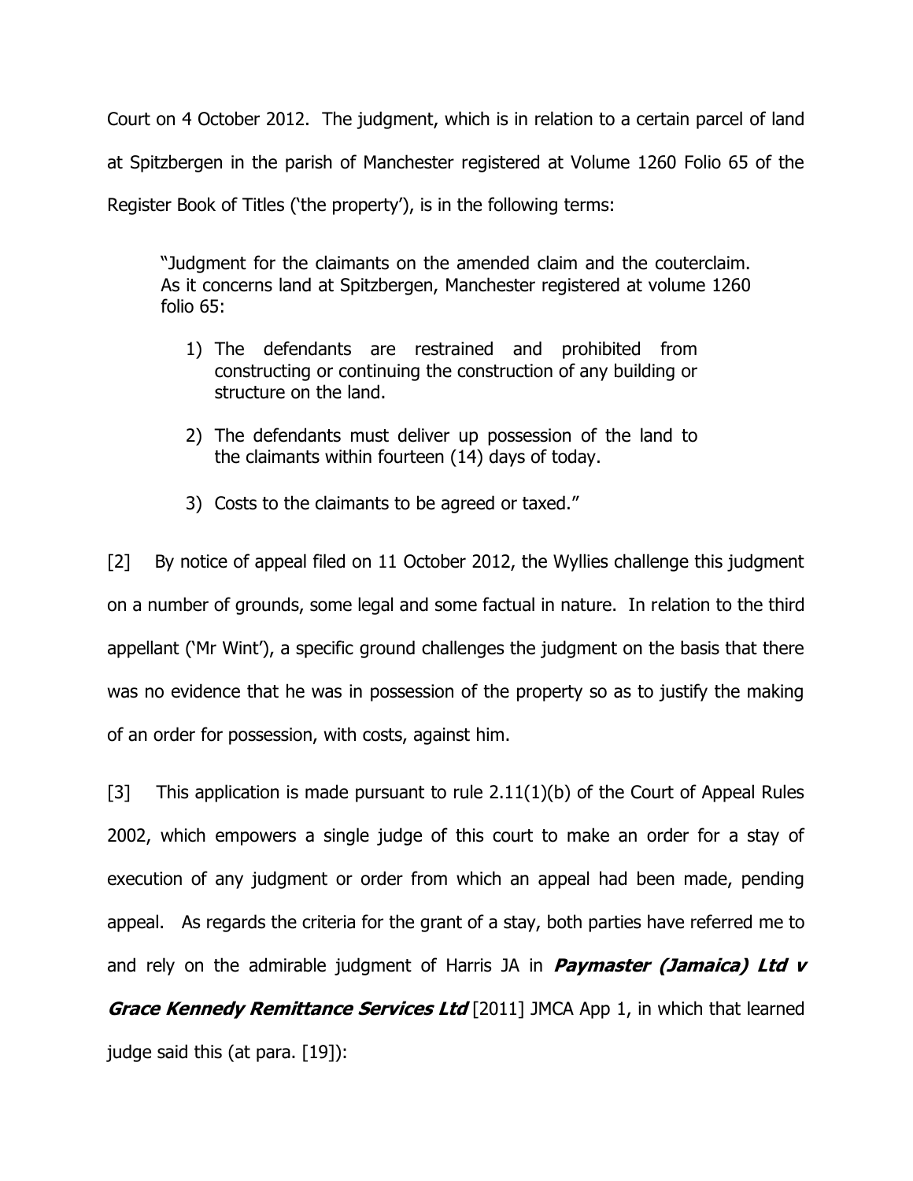Court on 4 October 2012. The judgment, which is in relation to a certain parcel of land at Spitzbergen in the parish of Manchester registered at Volume 1260 Folio 65 of the Register Book of Titles ('the property'), is in the following terms:

> "Judgment for the claimants on the amended claim and the couterclaim. As it concerns land at Spitzbergen, Manchester registered at volume 1260 folio 65:
>
> 1) The defendants are restrained and prohibited from constructing or continuing the construction of any building or structure on the land.
>
> 2) The defendants must deliver up possession of the land to the claimants within fourteen (14) days of today.
>
> 3) Costs to the claimants to be agreed or taxed."

[2] By notice of appeal filed on 11 October 2012, the Wyllies challenge this judgment on a number of grounds, some legal and some factual in nature. In relation to the third appellant ('Mr Wint'), a specific ground challenges the judgment on the basis that there was no evidence that he was in possession of the property so as to justify the making of an order for possession, with costs, against him.

[3] This application is made pursuant to rule 2.11(1)(b) of the Court of Appeal Rules 2002, which empowers a single judge of this court to make an order for a stay of execution of any judgment or order from which an appeal had been made, pending appeal. As regards the criteria for the grant of a stay, both parties have referred me to and rely on the admirable judgment of Harris JA in ***Paymaster (Jamaica) Ltd v Grace Kennedy Remittance Services Ltd*** [2011] JMCA App 1, in which that learned judge said this (at para. [19]):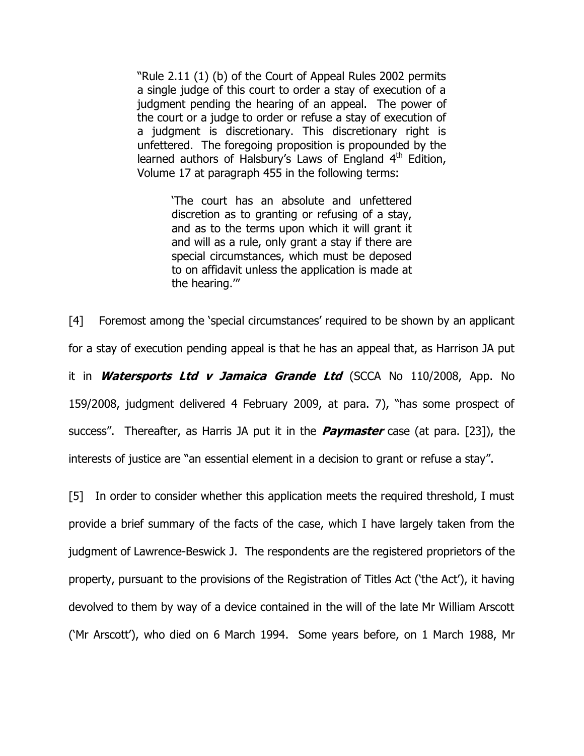> "Rule 2.11 (1) (b) of the Court of Appeal Rules 2002 permits a single judge of this court to order a stay of execution of a judgment pending the hearing of an appeal. The power of the court or a judge to order or refuse a stay of execution of a judgment is discretionary. This discretionary right is unfettered. The foregoing proposition is propounded by the learned authors of Halsbury's Laws of England 4th Edition, Volume 17 at paragraph 455 in the following terms:
>
> > 'The court has an absolute and unfettered discretion as to granting or refusing of a stay, and as to the terms upon which it will grant it and will as a rule, only grant a stay if there are special circumstances, which must be deposed to on affidavit unless the application is made at the hearing.'"

[4] Foremost among the 'special circumstances' required to be shown by an applicant for a stay of execution pending appeal is that he has an appeal that, as Harrison JA put it in ***Watersports Ltd v Jamaica Grande Ltd*** (SCCA No 110/2008, App. No 159/2008, judgment delivered 4 February 2009, at para. 7), "has some prospect of success". Thereafter, as Harris JA put it in the ***Paymaster*** case (at para. [23]), the interests of justice are "an essential element in a decision to grant or refuse a stay".

[5] In order to consider whether this application meets the required threshold, I must provide a brief summary of the facts of the case, which I have largely taken from the judgment of Lawrence-Beswick J. The respondents are the registered proprietors of the property, pursuant to the provisions of the Registration of Titles Act ('the Act'), it having devolved to them by way of a device contained in the will of the late Mr William Arscott ('Mr Arscott'), who died on 6 March 1994. Some years before, on 1 March 1988, Mr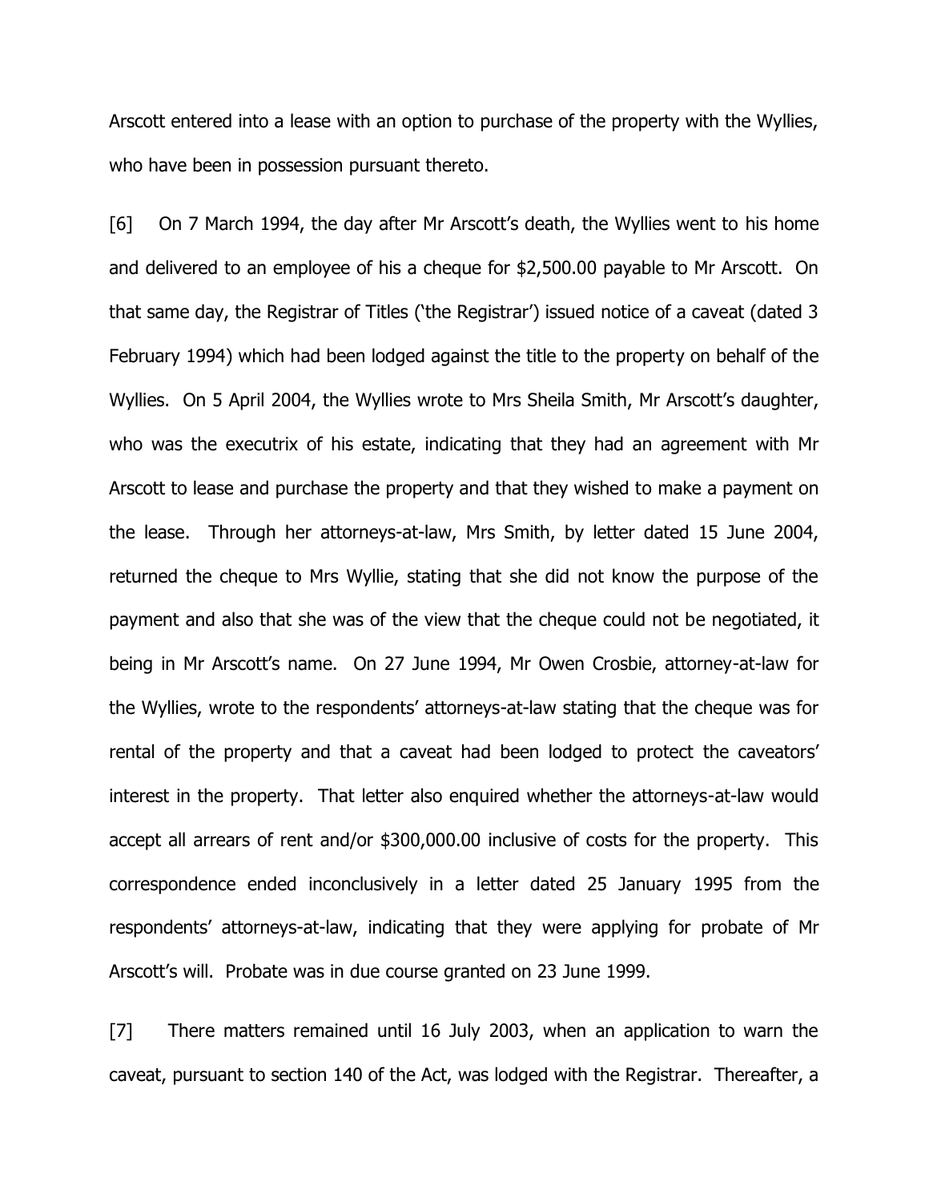Arscott entered into a lease with an option to purchase of the property with the Wyllies, who have been in possession pursuant thereto.

[6] On 7 March 1994, the day after Mr Arscott's death, the Wyllies went to his home and delivered to an employee of his a cheque for $2,500.00 payable to Mr Arscott. On that same day, the Registrar of Titles ('the Registrar') issued notice of a caveat (dated 3 February 1994) which had been lodged against the title to the property on behalf of the Wyllies. On 5 April 2004, the Wyllies wrote to Mrs Sheila Smith, Mr Arscott's daughter, who was the executrix of his estate, indicating that they had an agreement with Mr Arscott to lease and purchase the property and that they wished to make a payment on the lease. Through her attorneys-at-law, Mrs Smith, by letter dated 15 June 2004, returned the cheque to Mrs Wyllie, stating that she did not know the purpose of the payment and also that she was of the view that the cheque could not be negotiated, it being in Mr Arscott's name. On 27 June 1994, Mr Owen Crosbie, attorney-at-law for the Wyllies, wrote to the respondents' attorneys-at-law stating that the cheque was for rental of the property and that a caveat had been lodged to protect the caveators' interest in the property. That letter also enquired whether the attorneys-at-law would accept all arrears of rent and/or $300,000.00 inclusive of costs for the property. This correspondence ended inconclusively in a letter dated 25 January 1995 from the respondents' attorneys-at-law, indicating that they were applying for probate of Mr Arscott's will. Probate was in due course granted on 23 June 1999.

[7] There matters remained until 16 July 2003, when an application to warn the caveat, pursuant to section 140 of the Act, was lodged with the Registrar. Thereafter, a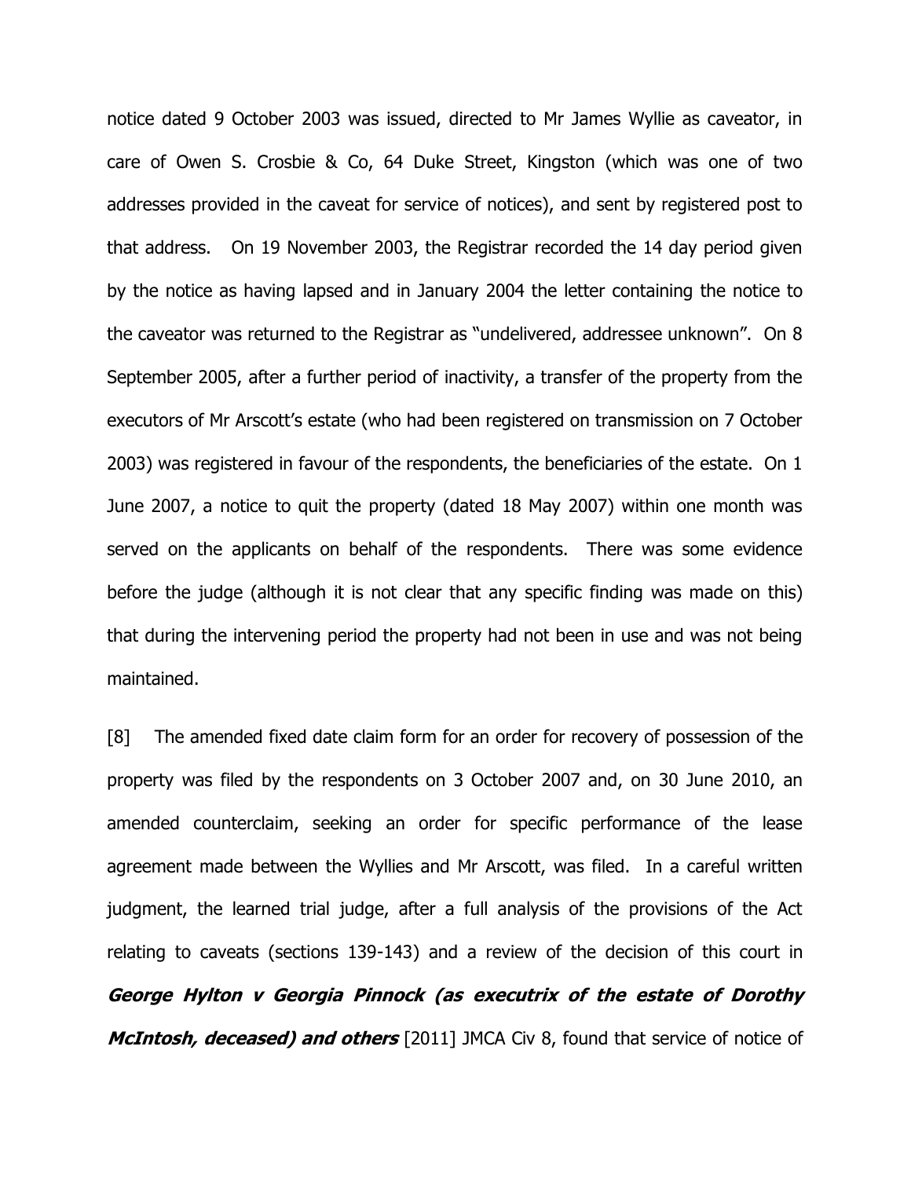notice dated 9 October 2003 was issued, directed to Mr James Wyllie as caveator, in care of Owen S. Crosbie & Co, 64 Duke Street, Kingston (which was one of two addresses provided in the caveat for service of notices), and sent by registered post to that address. On 19 November 2003, the Registrar recorded the 14 day period given by the notice as having lapsed and in January 2004 the letter containing the notice to the caveator was returned to the Registrar as "undelivered, addressee unknown". On 8 September 2005, after a further period of inactivity, a transfer of the property from the executors of Mr Arscott's estate (who had been registered on transmission on 7 October 2003) was registered in favour of the respondents, the beneficiaries of the estate. On 1 June 2007, a notice to quit the property (dated 18 May 2007) within one month was served on the applicants on behalf of the respondents. There was some evidence before the judge (although it is not clear that any specific finding was made on this) that during the intervening period the property had not been in use and was not being maintained.

[8] The amended fixed date claim form for an order for recovery of possession of the property was filed by the respondents on 3 October 2007 and, on 30 June 2010, an amended counterclaim, seeking an order for specific performance of the lease agreement made between the Wyllies and Mr Arscott, was filed. In a careful written judgment, the learned trial judge, after a full analysis of the provisions of the Act relating to caveats (sections 139-143) and a review of the decision of this court in ***George Hylton v Georgia Pinnock (as executrix of the estate of Dorothy McIntosh, deceased) and others*** [2011] JMCA Civ 8, found that service of notice of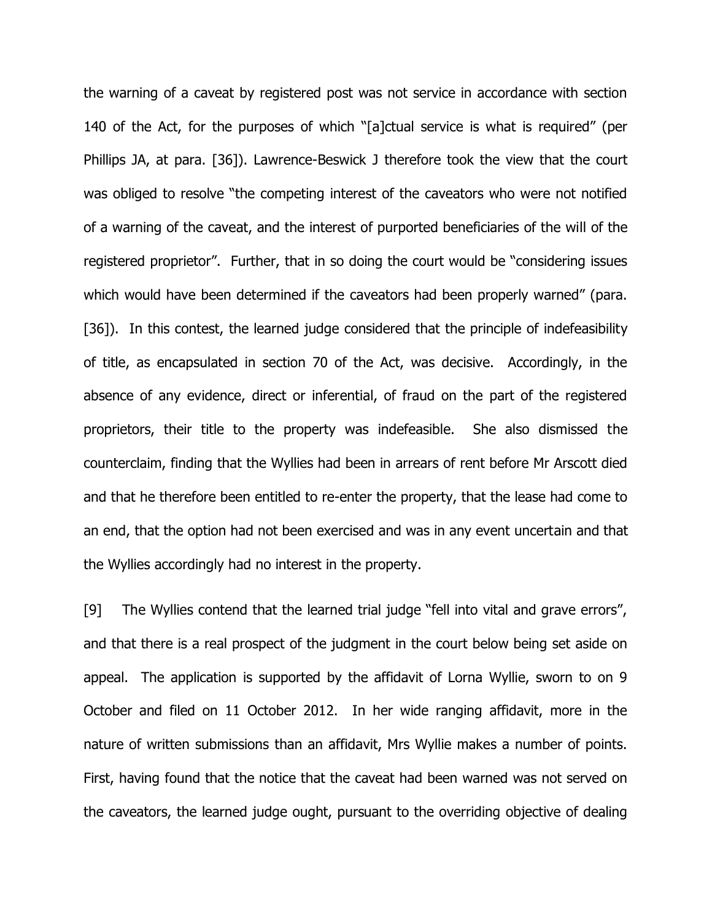the warning of a caveat by registered post was not service in accordance with section 140 of the Act, for the purposes of which "[a]ctual service is what is required" (per Phillips JA, at para. [36]). Lawrence-Beswick J therefore took the view that the court was obliged to resolve "the competing interest of the caveators who were not notified of a warning of the caveat, and the interest of purported beneficiaries of the will of the registered proprietor". Further, that in so doing the court would be "considering issues which would have been determined if the caveators had been properly warned" (para. [36]). In this contest, the learned judge considered that the principle of indefeasibility of title, as encapsulated in section 70 of the Act, was decisive. Accordingly, in the absence of any evidence, direct or inferential, of fraud on the part of the registered proprietors, their title to the property was indefeasible. She also dismissed the counterclaim, finding that the Wyllies had been in arrears of rent before Mr Arscott died and that he therefore been entitled to re-enter the property, that the lease had come to an end, that the option had not been exercised and was in any event uncertain and that the Wyllies accordingly had no interest in the property.

[9] The Wyllies contend that the learned trial judge "fell into vital and grave errors", and that there is a real prospect of the judgment in the court below being set aside on appeal. The application is supported by the affidavit of Lorna Wyllie, sworn to on 9 October and filed on 11 October 2012. In her wide ranging affidavit, more in the nature of written submissions than an affidavit, Mrs Wyllie makes a number of points. First, having found that the notice that the caveat had been warned was not served on the caveators, the learned judge ought, pursuant to the overriding objective of dealing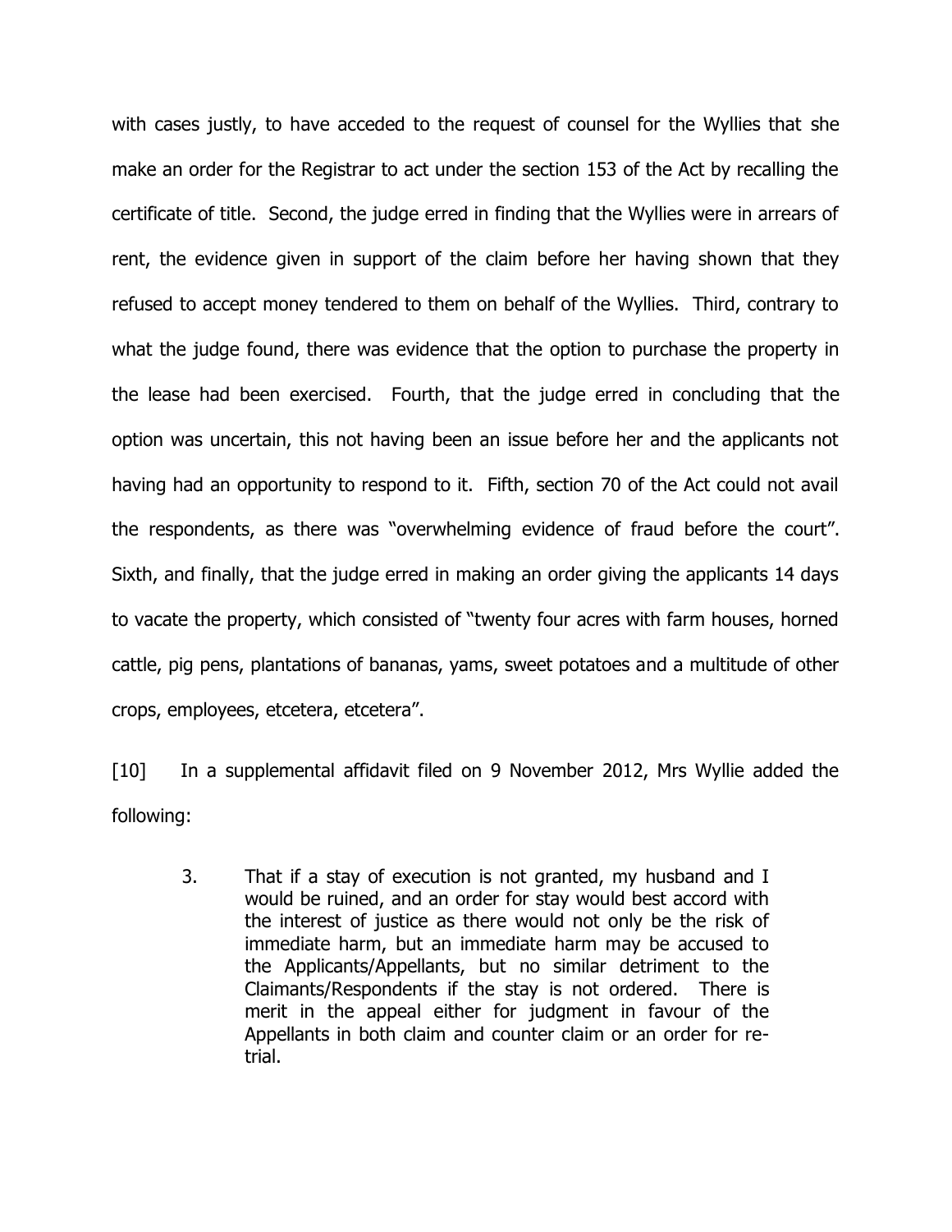with cases justly, to have acceded to the request of counsel for the Wyllies that she make an order for the Registrar to act under the section 153 of the Act by recalling the certificate of title. Second, the judge erred in finding that the Wyllies were in arrears of rent, the evidence given in support of the claim before her having shown that they refused to accept money tendered to them on behalf of the Wyllies. Third, contrary to what the judge found, there was evidence that the option to purchase the property in the lease had been exercised. Fourth, that the judge erred in concluding that the option was uncertain, this not having been an issue before her and the applicants not having had an opportunity to respond to it. Fifth, section 70 of the Act could not avail the respondents, as there was "overwhelming evidence of fraud before the court". Sixth, and finally, that the judge erred in making an order giving the applicants 14 days to vacate the property, which consisted of "twenty four acres with farm houses, horned cattle, pig pens, plantations of bananas, yams, sweet potatoes and a multitude of other crops, employees, etcetera, etcetera".

[10] In a supplemental affidavit filed on 9 November 2012, Mrs Wyllie added the following:

> 3. That if a stay of execution is not granted, my husband and I would be ruined, and an order for stay would best accord with the interest of justice as there would not only be the risk of immediate harm, but an immediate harm may be accused to the Applicants/Appellants, but no similar detriment to the Claimants/Respondents if the stay is not ordered. There is merit in the appeal either for judgment in favour of the Appellants in both claim and counter claim or an order for re-trial.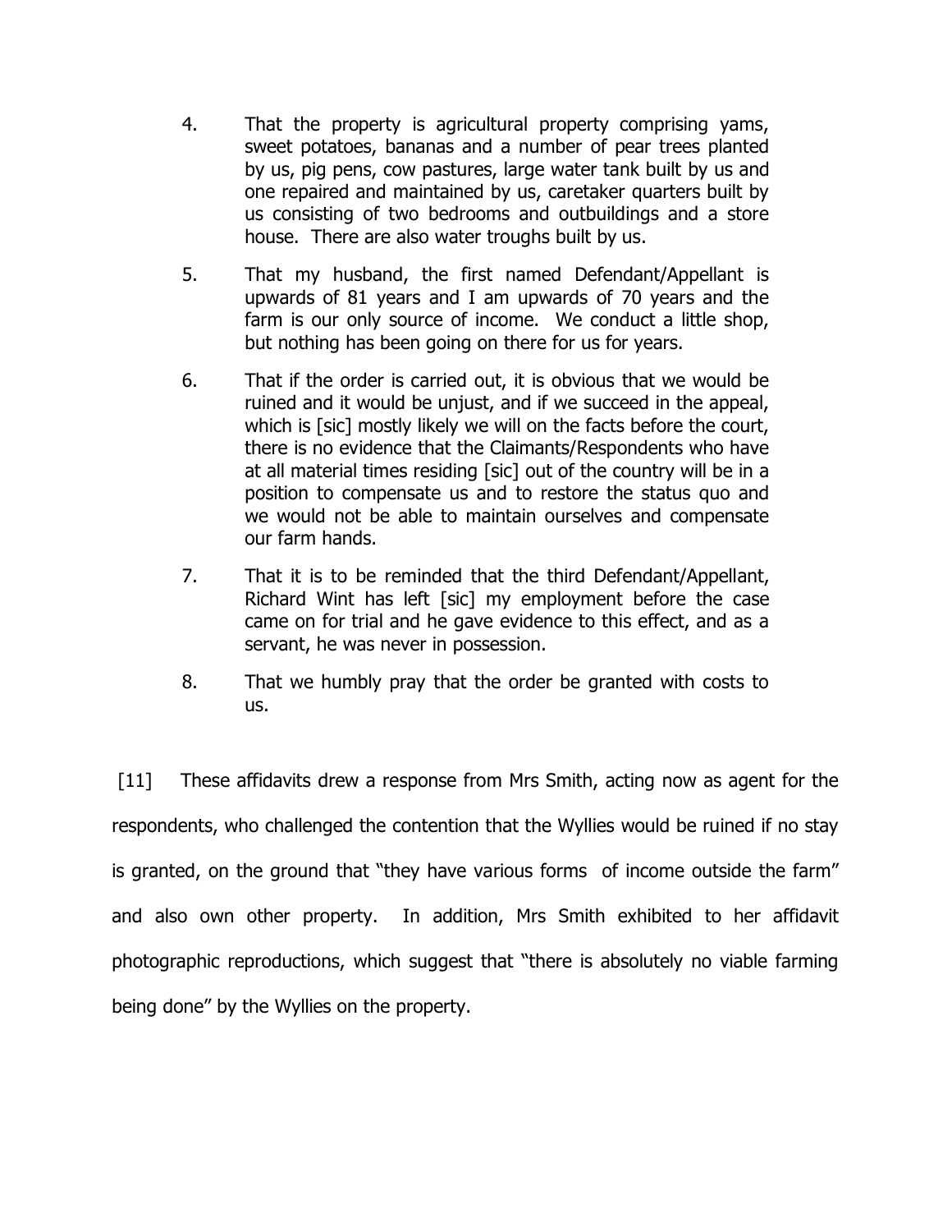4. That the property is agricultural property comprising yams, sweet potatoes, bananas and a number of pear trees planted by us, pig pens, cow pastures, large water tank built by us and one repaired and maintained by us, caretaker quarters built by us consisting of two bedrooms and outbuildings and a store house. There are also water troughs built by us.

5. That my husband, the first named Defendant/Appellant is upwards of 81 years and I am upwards of 70 years and the farm is our only source of income. We conduct a little shop, but nothing has been going on there for us for years.

6. That if the order is carried out, it is obvious that we would be ruined and it would be unjust, and if we succeed in the appeal, which is [sic] mostly likely we will on the facts before the court, there is no evidence that the Claimants/Respondents who have at all material times residing [sic] out of the country will be in a position to compensate us and to restore the status quo and we would not be able to maintain ourselves and compensate our farm hands.

7. That it is to be reminded that the third Defendant/Appellant, Richard Wint has left [sic] my employment before the case came on for trial and he gave evidence to this effect, and as a servant, he was never in possession.

8. That we humbly pray that the order be granted with costs to us.

[11] These affidavits drew a response from Mrs Smith, acting now as agent for the respondents, who challenged the contention that the Wyllies would be ruined if no stay is granted, on the ground that "they have various forms of income outside the farm" and also own other property. In addition, Mrs Smith exhibited to her affidavit photographic reproductions, which suggest that "there is absolutely no viable farming being done" by the Wyllies on the property.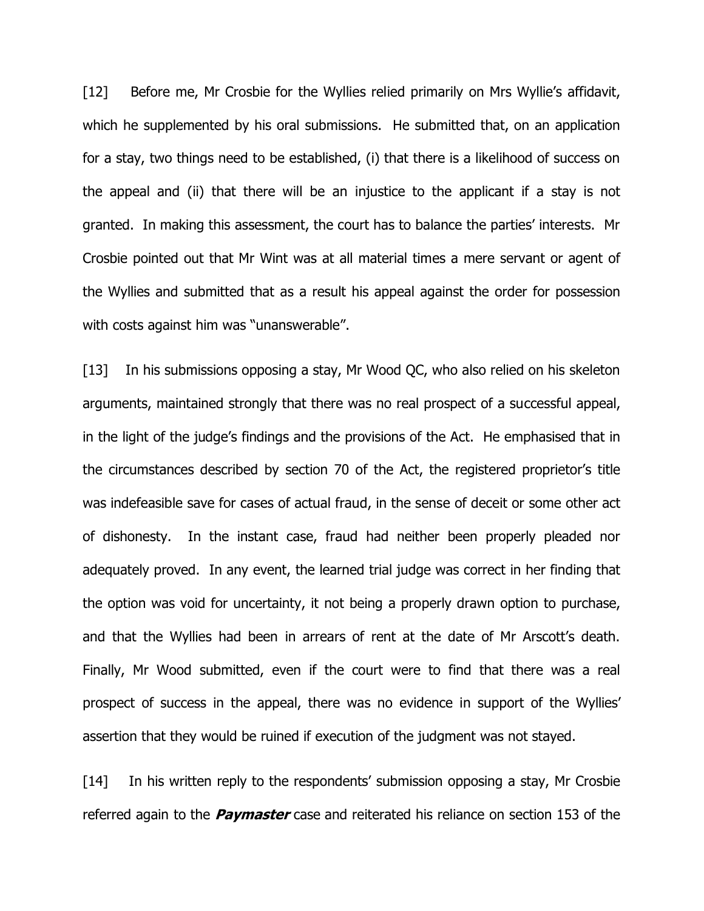[12] Before me, Mr Crosbie for the Wyllies relied primarily on Mrs Wyllie's affidavit, which he supplemented by his oral submissions. He submitted that, on an application for a stay, two things need to be established, (i) that there is a likelihood of success on the appeal and (ii) that there will be an injustice to the applicant if a stay is not granted. In making this assessment, the court has to balance the parties' interests. Mr Crosbie pointed out that Mr Wint was at all material times a mere servant or agent of the Wyllies and submitted that as a result his appeal against the order for possession with costs against him was "unanswerable".

[13] In his submissions opposing a stay, Mr Wood QC, who also relied on his skeleton arguments, maintained strongly that there was no real prospect of a successful appeal, in the light of the judge's findings and the provisions of the Act. He emphasised that in the circumstances described by section 70 of the Act, the registered proprietor's title was indefeasible save for cases of actual fraud, in the sense of deceit or some other act of dishonesty. In the instant case, fraud had neither been properly pleaded nor adequately proved. In any event, the learned trial judge was correct in her finding that the option was void for uncertainty, it not being a properly drawn option to purchase, and that the Wyllies had been in arrears of rent at the date of Mr Arscott's death. Finally, Mr Wood submitted, even if the court were to find that there was a real prospect of success in the appeal, there was no evidence in support of the Wyllies' assertion that they would be ruined if execution of the judgment was not stayed.

[14] In his written reply to the respondents' submission opposing a stay, Mr Crosbie referred again to the ***Paymaster*** case and reiterated his reliance on section 153 of the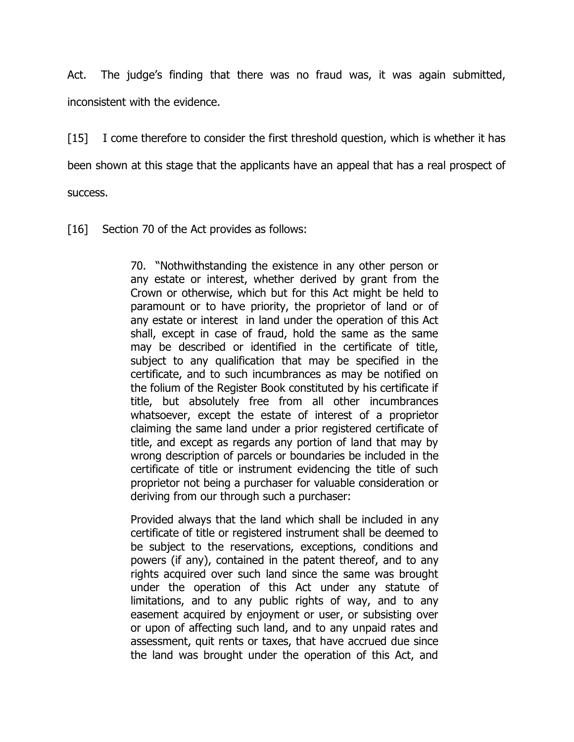Act. The judge's finding that there was no fraud was, it was again submitted, inconsistent with the evidence.

[15] I come therefore to consider the first threshold question, which is whether it has been shown at this stage that the applicants have an appeal that has a real prospect of success.

[16] Section 70 of the Act provides as follows:

> 70. "Nothwithstanding the existence in any other person or any estate or interest, whether derived by grant from the Crown or otherwise, which but for this Act might be held to paramount or to have priority, the proprietor of land or of any estate or interest in land under the operation of this Act shall, except in case of fraud, hold the same as the same may be described or identified in the certificate of title, subject to any qualification that may be specified in the certificate, and to such incumbrances as may be notified on the folium of the Register Book constituted by his certificate if title, but absolutely free from all other incumbrances whatsoever, except the estate of interest of a proprietor claiming the same land under a prior registered certificate of title, and except as regards any portion of land that may by wrong description of parcels or boundaries be included in the certificate of title or instrument evidencing the title of such proprietor not being a purchaser for valuable consideration or deriving from our through such a purchaser:
>
> Provided always that the land which shall be included in any certificate of title or registered instrument shall be deemed to be subject to the reservations, exceptions, conditions and powers (if any), contained in the patent thereof, and to any rights acquired over such land since the same was brought under the operation of this Act under any statute of limitations, and to any public rights of way, and to any easement acquired by enjoyment or user, or subsisting over or upon of affecting such land, and to any unpaid rates and assessment, quit rents or taxes, that have accrued due since the land was brought under the operation of this Act, and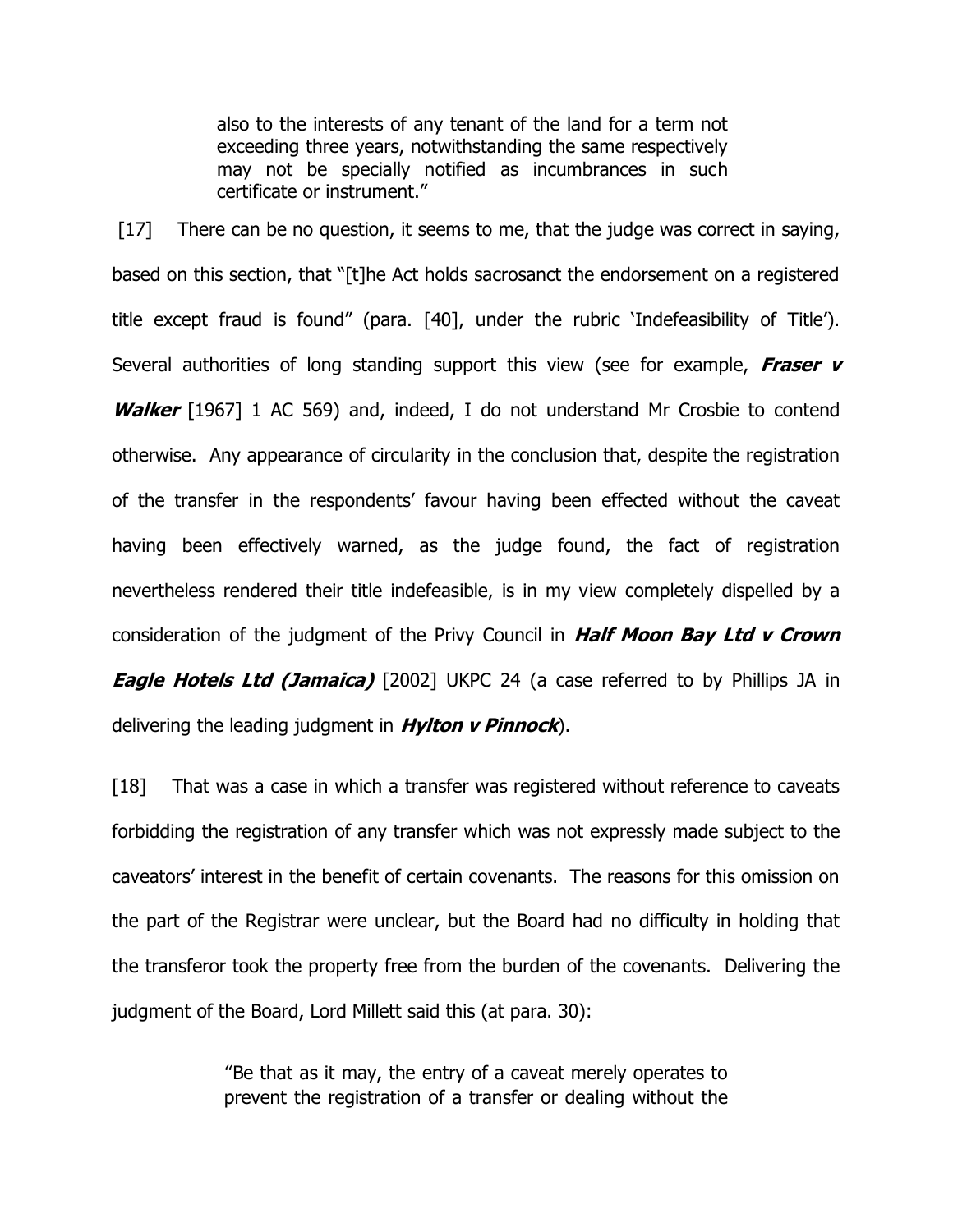> also to the interests of any tenant of the land for a term not exceeding three years, notwithstanding the same respectively may not be specially notified as incumbrances in such certificate or instrument."

[17] There can be no question, it seems to me, that the judge was correct in saying, based on this section, that "[t]he Act holds sacrosanct the endorsement on a registered title except fraud is found" (para. [40], under the rubric 'Indefeasibility of Title'). Several authorities of long standing support this view (see for example, ***Fraser v Walker*** [1967] 1 AC 569) and, indeed, I do not understand Mr Crosbie to contend otherwise. Any appearance of circularity in the conclusion that, despite the registration of the transfer in the respondents' favour having been effected without the caveat having been effectively warned, as the judge found, the fact of registration nevertheless rendered their title indefeasible, is in my view completely dispelled by a consideration of the judgment of the Privy Council in ***Half Moon Bay Ltd v Crown Eagle Hotels Ltd (Jamaica)*** [2002] UKPC 24 (a case referred to by Phillips JA in delivering the leading judgment in ***Hylton v Pinnock***).

[18] That was a case in which a transfer was registered without reference to caveats forbidding the registration of any transfer which was not expressly made subject to the caveators' interest in the benefit of certain covenants. The reasons for this omission on the part of the Registrar were unclear, but the Board had no difficulty in holding that the transferor took the property free from the burden of the covenants. Delivering the judgment of the Board, Lord Millett said this (at para. 30):

> "Be that as it may, the entry of a caveat merely operates to prevent the registration of a transfer or dealing without the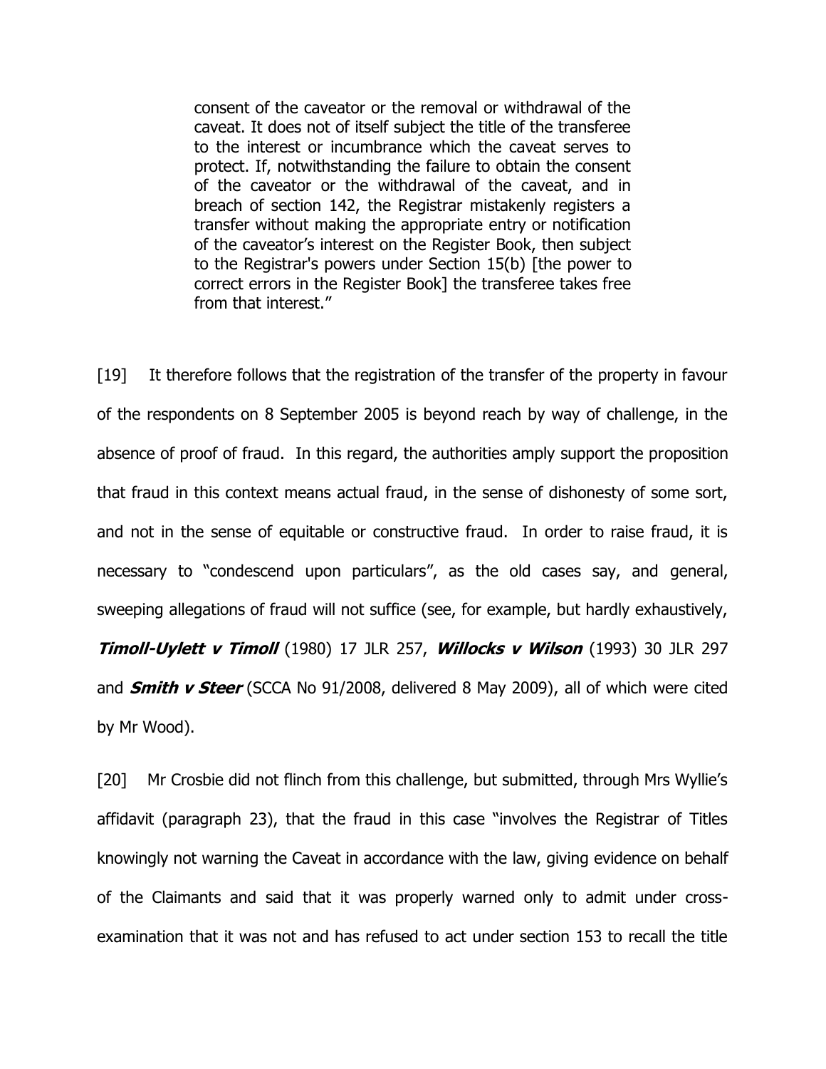> consent of the caveator or the removal or withdrawal of the caveat. It does not of itself subject the title of the transferee to the interest or incumbrance which the caveat serves to protect. If, notwithstanding the failure to obtain the consent of the caveator or the withdrawal of the caveat, and in breach of section 142, the Registrar mistakenly registers a transfer without making the appropriate entry or notification of the caveator's interest on the Register Book, then subject to the Registrar's powers under Section 15(b) [the power to correct errors in the Register Book] the transferee takes free from that interest."

[19] It therefore follows that the registration of the transfer of the property in favour of the respondents on 8 September 2005 is beyond reach by way of challenge, in the absence of proof of fraud. In this regard, the authorities amply support the proposition that fraud in this context means actual fraud, in the sense of dishonesty of some sort, and not in the sense of equitable or constructive fraud. In order to raise fraud, it is necessary to "condescend upon particulars", as the old cases say, and general, sweeping allegations of fraud will not suffice (see, for example, but hardly exhaustively, ***Timoll-Uylett v Timoll*** (1980) 17 JLR 257, ***Willocks v Wilson*** (1993) 30 JLR 297 and ***Smith v Steer*** (SCCA No 91/2008, delivered 8 May 2009), all of which were cited by Mr Wood).

[20] Mr Crosbie did not flinch from this challenge, but submitted, through Mrs Wyllie's affidavit (paragraph 23), that the fraud in this case "involves the Registrar of Titles knowingly not warning the Caveat in accordance with the law, giving evidence on behalf of the Claimants and said that it was properly warned only to admit under cross-examination that it was not and has refused to act under section 153 to recall the title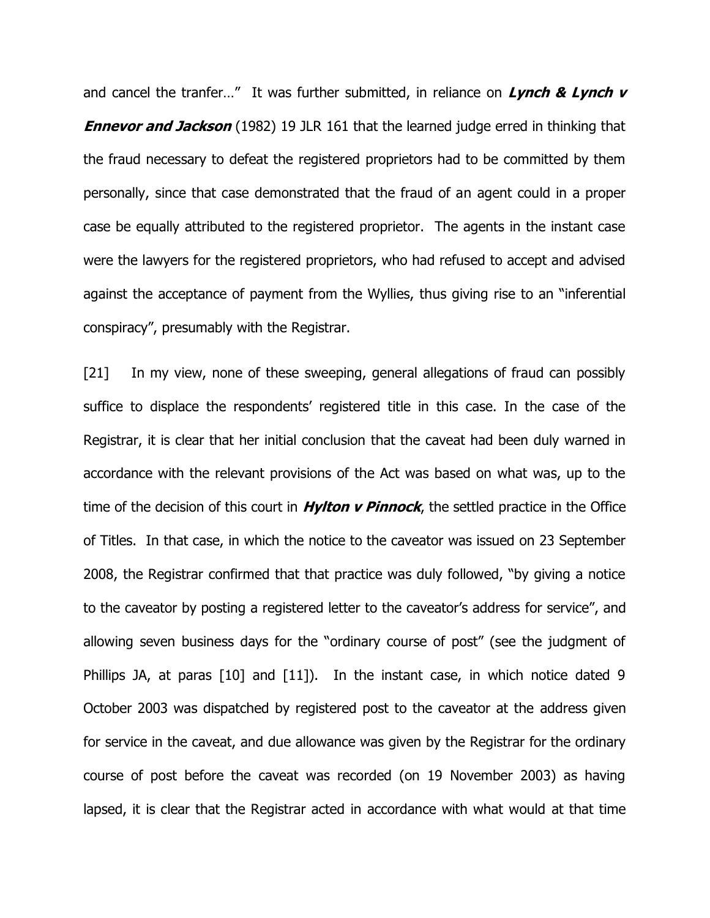and cancel the tranfer…" It was further submitted, in reliance on ***Lynch & Lynch v Ennevor and Jackson*** (1982) 19 JLR 161 that the learned judge erred in thinking that the fraud necessary to defeat the registered proprietors had to be committed by them personally, since that case demonstrated that the fraud of an agent could in a proper case be equally attributed to the registered proprietor. The agents in the instant case were the lawyers for the registered proprietors, who had refused to accept and advised against the acceptance of payment from the Wyllies, thus giving rise to an "inferential conspiracy", presumably with the Registrar.

[21] In my view, none of these sweeping, general allegations of fraud can possibly suffice to displace the respondents' registered title in this case. In the case of the Registrar, it is clear that her initial conclusion that the caveat had been duly warned in accordance with the relevant provisions of the Act was based on what was, up to the time of the decision of this court in ***Hylton v Pinnock***, the settled practice in the Office of Titles. In that case, in which the notice to the caveator was issued on 23 September 2008, the Registrar confirmed that that practice was duly followed, "by giving a notice to the caveator by posting a registered letter to the caveator's address for service", and allowing seven business days for the "ordinary course of post" (see the judgment of Phillips JA, at paras [10] and [11]). In the instant case, in which notice dated 9 October 2003 was dispatched by registered post to the caveator at the address given for service in the caveat, and due allowance was given by the Registrar for the ordinary course of post before the caveat was recorded (on 19 November 2003) as having lapsed, it is clear that the Registrar acted in accordance with what would at that time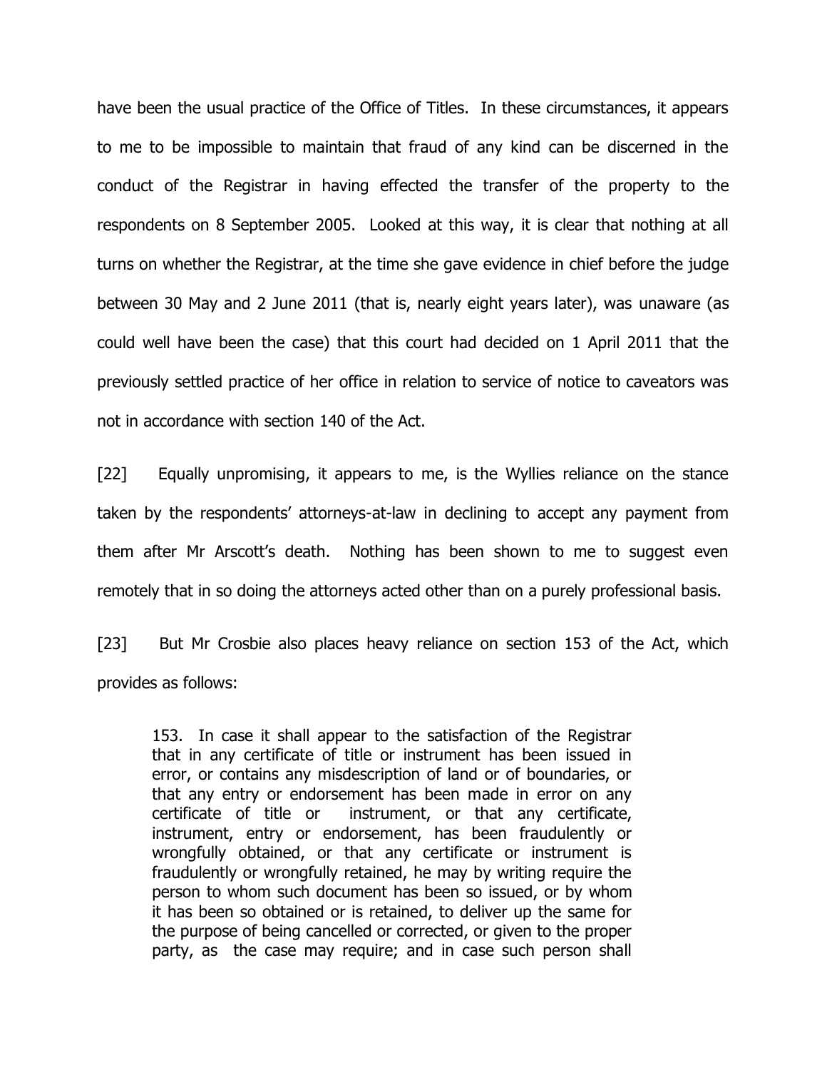have been the usual practice of the Office of Titles. In these circumstances, it appears to me to be impossible to maintain that fraud of any kind can be discerned in the conduct of the Registrar in having effected the transfer of the property to the respondents on 8 September 2005. Looked at this way, it is clear that nothing at all turns on whether the Registrar, at the time she gave evidence in chief before the judge between 30 May and 2 June 2011 (that is, nearly eight years later), was unaware (as could well have been the case) that this court had decided on 1 April 2011 that the previously settled practice of her office in relation to service of notice to caveators was not in accordance with section 140 of the Act.

[22] Equally unpromising, it appears to me, is the Wyllies reliance on the stance taken by the respondents' attorneys-at-law in declining to accept any payment from them after Mr Arscott's death. Nothing has been shown to me to suggest even remotely that in so doing the attorneys acted other than on a purely professional basis.

[23] But Mr Crosbie also places heavy reliance on section 153 of the Act, which provides as follows:

> 153. In case it shall appear to the satisfaction of the Registrar that in any certificate of title or instrument has been issued in error, or contains any misdescription of land or of boundaries, or that any entry or endorsement has been made in error on any certificate of title or instrument, or that any certificate, instrument, entry or endorsement, has been fraudulently or wrongfully obtained, or that any certificate or instrument is fraudulently or wrongfully retained, he may by writing require the person to whom such document has been so issued, or by whom it has been so obtained or is retained, to deliver up the same for the purpose of being cancelled or corrected, or given to the proper party, as the case may require; and in case such person shall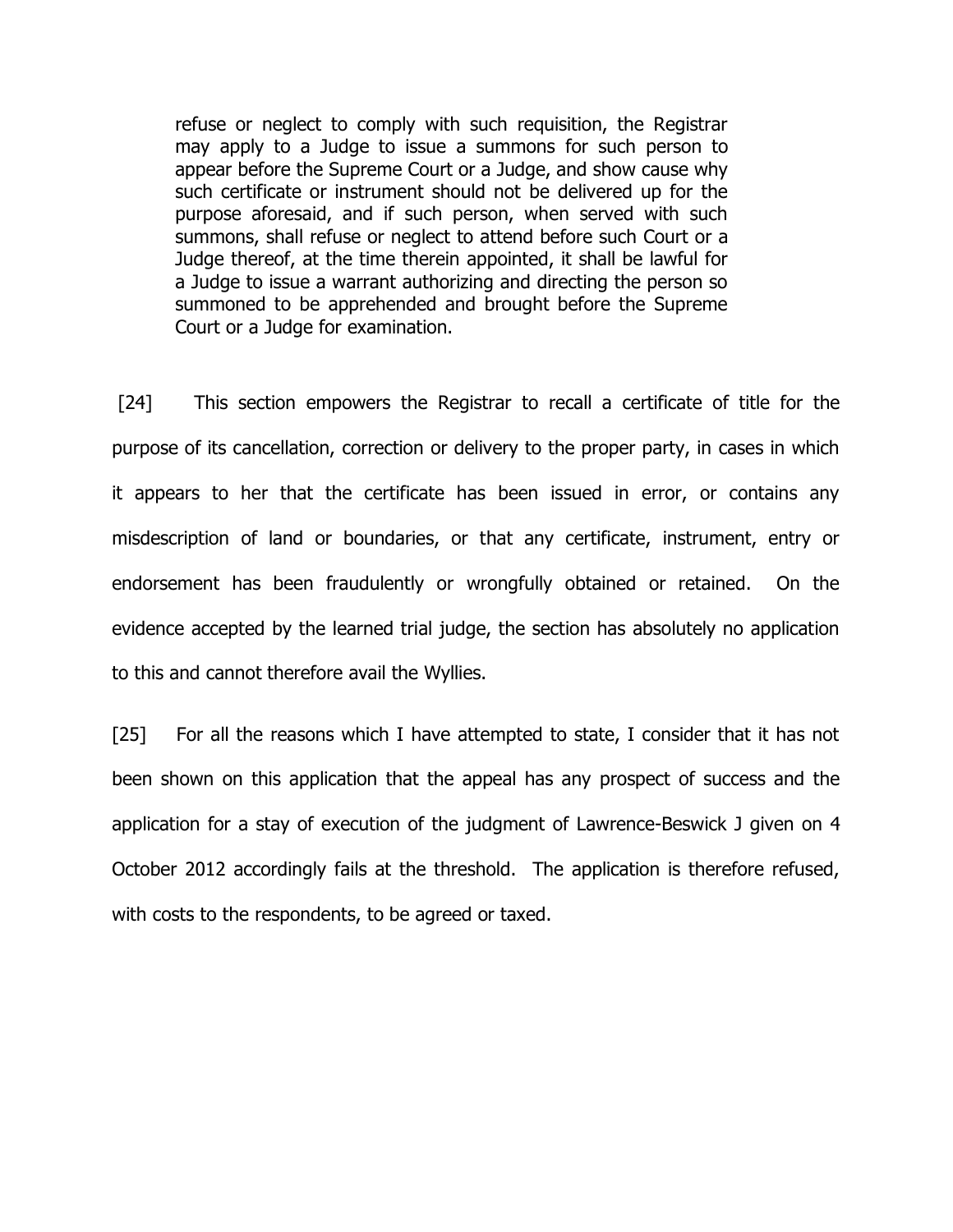> refuse or neglect to comply with such requisition, the Registrar may apply to a Judge to issue a summons for such person to appear before the Supreme Court or a Judge, and show cause why such certificate or instrument should not be delivered up for the purpose aforesaid, and if such person, when served with such summons, shall refuse or neglect to attend before such Court or a Judge thereof, at the time therein appointed, it shall be lawful for a Judge to issue a warrant authorizing and directing the person so summoned to be apprehended and brought before the Supreme Court or a Judge for examination.

[24] This section empowers the Registrar to recall a certificate of title for the purpose of its cancellation, correction or delivery to the proper party, in cases in which it appears to her that the certificate has been issued in error, or contains any misdescription of land or boundaries, or that any certificate, instrument, entry or endorsement has been fraudulently or wrongfully obtained or retained. On the evidence accepted by the learned trial judge, the section has absolutely no application to this and cannot therefore avail the Wyllies.

[25] For all the reasons which I have attempted to state, I consider that it has not been shown on this application that the appeal has any prospect of success and the application for a stay of execution of the judgment of Lawrence-Beswick J given on 4 October 2012 accordingly fails at the threshold. The application is therefore refused, with costs to the respondents, to be agreed or taxed.